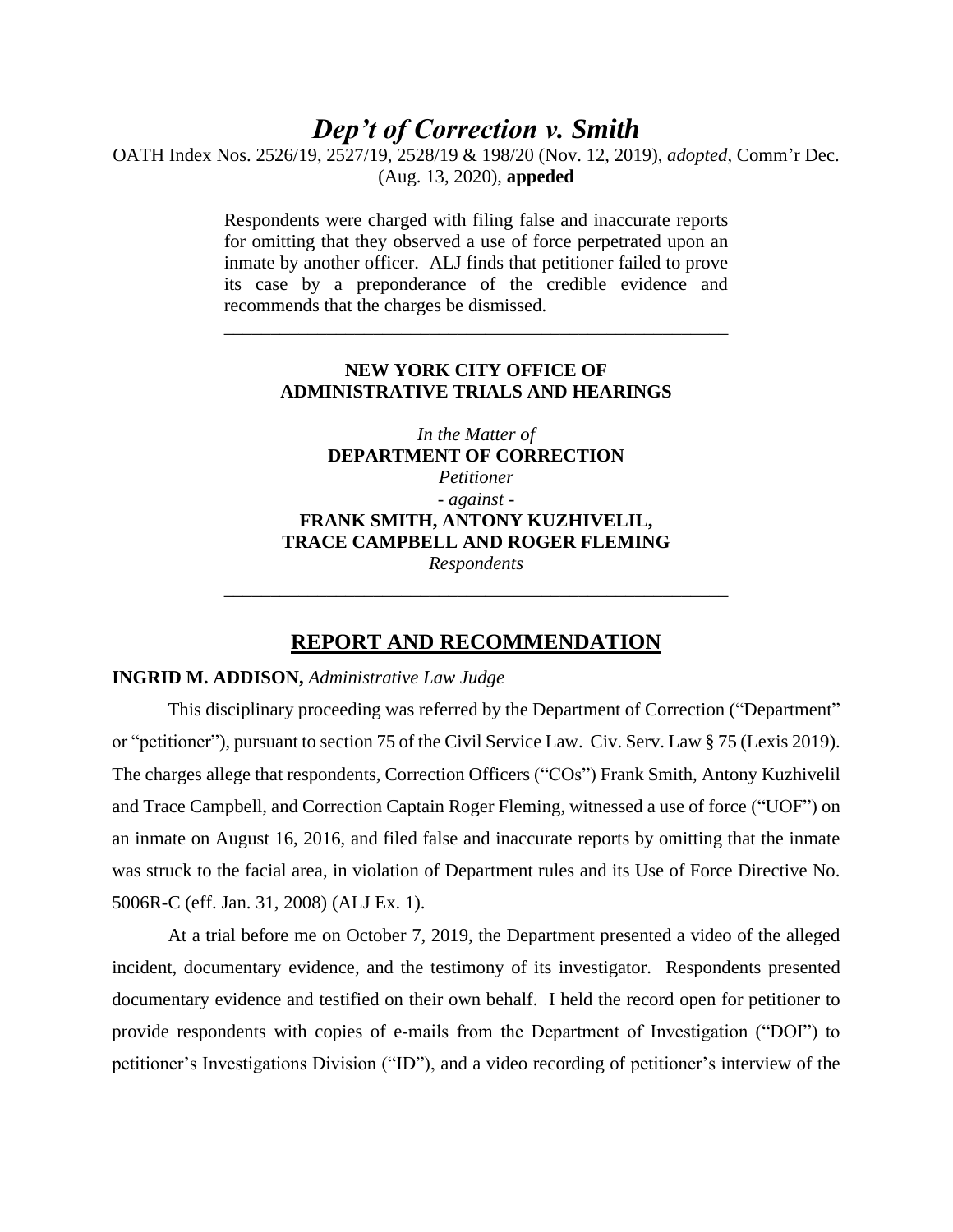# *Dep't of Correction v. Smith*

OATH Index Nos. 2526/19, 2527/19, 2528/19 & 198/20 (Nov. 12, 2019), *adopted*, Comm'r Dec. (Aug. 13, 2020), **appeded**

> Respondents were charged with filing false and inaccurate reports for omitting that they observed a use of force perpetrated upon an inmate by another officer. ALJ finds that petitioner failed to prove its case by a preponderance of the credible evidence and recommends that the charges be dismissed.

---

**NEW YORK CITY OFFICE OF ADMINISTRATIVE TRIALS AND HEARINGS**

*In the Matter of*
**DEPARTMENT OF CORRECTION**
*Petitioner*
*- against -*
**FRANK SMITH, ANTONY KUZHIVELIL, TRACE CAMPBELL AND ROGER FLEMING**
*Respondents*

---

## REPORT AND RECOMMENDATION

**INGRID M. ADDISON,** *Administrative Law Judge*

This disciplinary proceeding was referred by the Department of Correction ("Department" or "petitioner"), pursuant to section 75 of the Civil Service Law. Civ. Serv. Law § 75 (Lexis 2019). The charges allege that respondents, Correction Officers ("COs") Frank Smith, Antony Kuzhivelil and Trace Campbell, and Correction Captain Roger Fleming, witnessed a use of force ("UOF") on an inmate on August 16, 2016, and filed false and inaccurate reports by omitting that the inmate was struck to the facial area, in violation of Department rules and its Use of Force Directive No. 5006R-C (eff. Jan. 31, 2008) (ALJ Ex. 1).

At a trial before me on October 7, 2019, the Department presented a video of the alleged incident, documentary evidence, and the testimony of its investigator. Respondents presented documentary evidence and testified on their own behalf. I held the record open for petitioner to provide respondents with copies of e-mails from the Department of Investigation ("DOI") to petitioner's Investigations Division ("ID"), and a video recording of petitioner's interview of the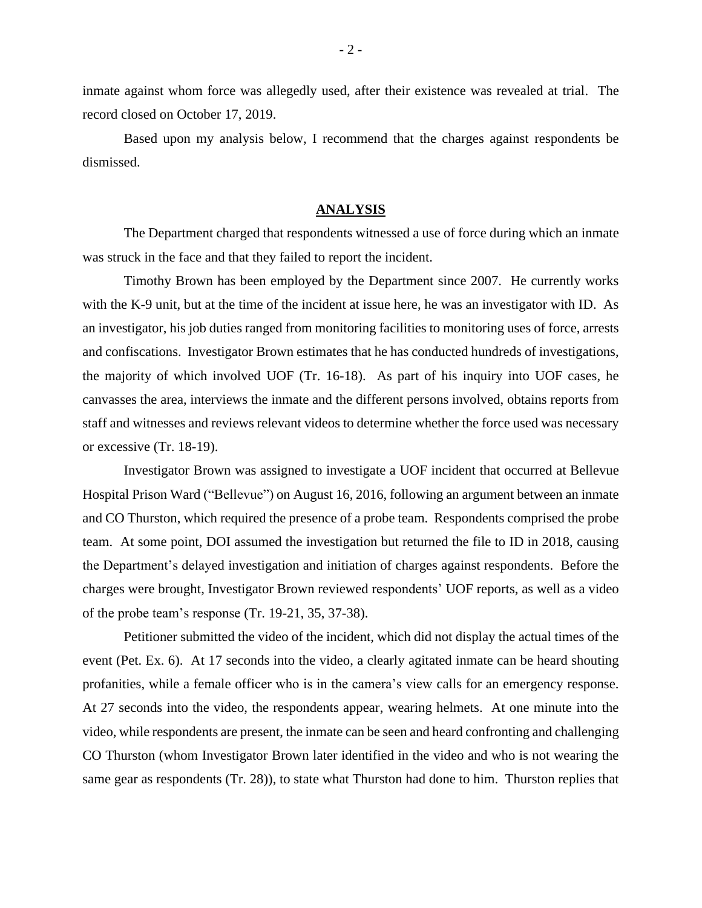inmate against whom force was allegedly used, after their existence was revealed at trial. The record closed on October 17, 2019.

Based upon my analysis below, I recommend that the charges against respondents be dismissed.

## ANALYSIS

The Department charged that respondents witnessed a use of force during which an inmate was struck in the face and that they failed to report the incident.

Timothy Brown has been employed by the Department since 2007. He currently works with the K-9 unit, but at the time of the incident at issue here, he was an investigator with ID. As an investigator, his job duties ranged from monitoring facilities to monitoring uses of force, arrests and confiscations. Investigator Brown estimates that he has conducted hundreds of investigations, the majority of which involved UOF (Tr. 16-18). As part of his inquiry into UOF cases, he canvasses the area, interviews the inmate and the different persons involved, obtains reports from staff and witnesses and reviews relevant videos to determine whether the force used was necessary or excessive (Tr. 18-19).

Investigator Brown was assigned to investigate a UOF incident that occurred at Bellevue Hospital Prison Ward ("Bellevue") on August 16, 2016, following an argument between an inmate and CO Thurston, which required the presence of a probe team. Respondents comprised the probe team. At some point, DOI assumed the investigation but returned the file to ID in 2018, causing the Department's delayed investigation and initiation of charges against respondents. Before the charges were brought, Investigator Brown reviewed respondents' UOF reports, as well as a video of the probe team's response (Tr. 19-21, 35, 37-38).

Petitioner submitted the video of the incident, which did not display the actual times of the event (Pet. Ex. 6). At 17 seconds into the video, a clearly agitated inmate can be heard shouting profanities, while a female officer who is in the camera's view calls for an emergency response. At 27 seconds into the video, the respondents appear, wearing helmets. At one minute into the video, while respondents are present, the inmate can be seen and heard confronting and challenging CO Thurston (whom Investigator Brown later identified in the video and who is not wearing the same gear as respondents (Tr. 28)), to state what Thurston had done to him. Thurston replies that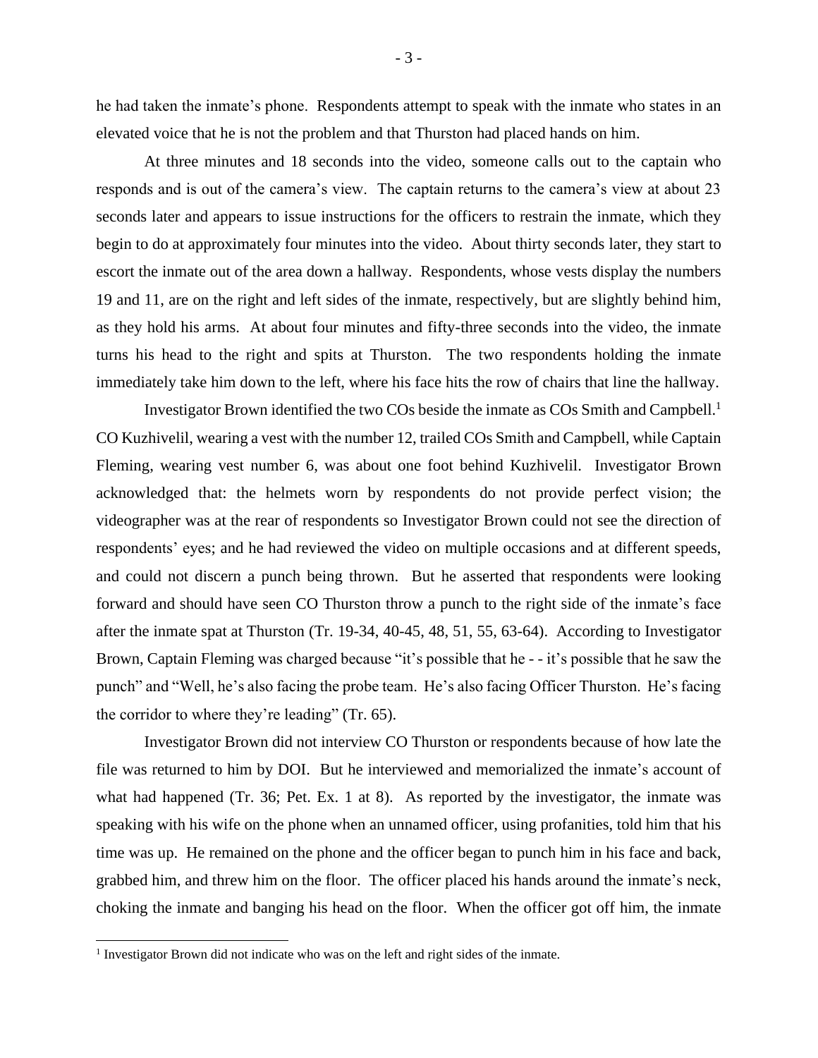he had taken the inmate's phone. Respondents attempt to speak with the inmate who states in an elevated voice that he is not the problem and that Thurston had placed hands on him.

At three minutes and 18 seconds into the video, someone calls out to the captain who responds and is out of the camera's view. The captain returns to the camera's view at about 23 seconds later and appears to issue instructions for the officers to restrain the inmate, which they begin to do at approximately four minutes into the video. About thirty seconds later, they start to escort the inmate out of the area down a hallway. Respondents, whose vests display the numbers 19 and 11, are on the right and left sides of the inmate, respectively, but are slightly behind him, as they hold his arms. At about four minutes and fifty-three seconds into the video, the inmate turns his head to the right and spits at Thurston. The two respondents holding the inmate immediately take him down to the left, where his face hits the row of chairs that line the hallway.

Investigator Brown identified the two COs beside the inmate as COs Smith and Campbell.[1] CO Kuzhivelil, wearing a vest with the number 12, trailed COs Smith and Campbell, while Captain Fleming, wearing vest number 6, was about one foot behind Kuzhivelil. Investigator Brown acknowledged that: the helmets worn by respondents do not provide perfect vision; the videographer was at the rear of respondents so Investigator Brown could not see the direction of respondents' eyes; and he had reviewed the video on multiple occasions and at different speeds, and could not discern a punch being thrown. But he asserted that respondents were looking forward and should have seen CO Thurston throw a punch to the right side of the inmate's face after the inmate spat at Thurston (Tr. 19-34, 40-45, 48, 51, 55, 63-64). According to Investigator Brown, Captain Fleming was charged because "it's possible that he - - it's possible that he saw the punch" and "Well, he's also facing the probe team. He's also facing Officer Thurston. He's facing the corridor to where they're leading" (Tr. 65).

Investigator Brown did not interview CO Thurston or respondents because of how late the file was returned to him by DOI. But he interviewed and memorialized the inmate's account of what had happened (Tr. 36; Pet. Ex. 1 at 8). As reported by the investigator, the inmate was speaking with his wife on the phone when an unnamed officer, using profanities, told him that his time was up. He remained on the phone and the officer began to punch him in his face and back, grabbed him, and threw him on the floor. The officer placed his hands around the inmate's neck, choking the inmate and banging his head on the floor. When the officer got off him, the inmate

[1] Investigator Brown did not indicate who was on the left and right sides of the inmate.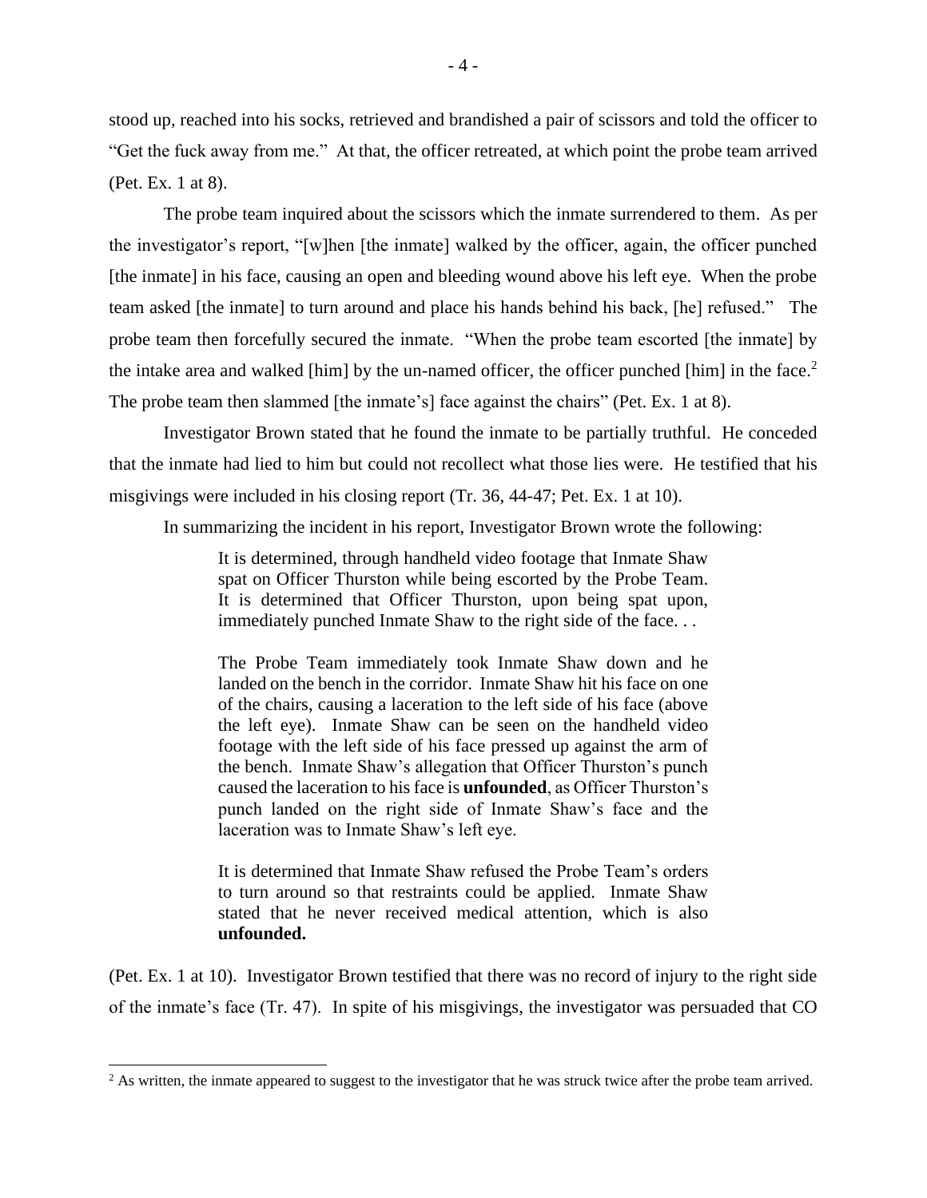stood up, reached into his socks, retrieved and brandished a pair of scissors and told the officer to "Get the fuck away from me." At that, the officer retreated, at which point the probe team arrived (Pet. Ex. 1 at 8).

The probe team inquired about the scissors which the inmate surrendered to them. As per the investigator's report, "[w]hen [the inmate] walked by the officer, again, the officer punched [the inmate] in his face, causing an open and bleeding wound above his left eye. When the probe team asked [the inmate] to turn around and place his hands behind his back, [he] refused." The probe team then forcefully secured the inmate. "When the probe team escorted [the inmate] by the intake area and walked [him] by the un-named officer, the officer punched [him] in the face.[2] The probe team then slammed [the inmate's] face against the chairs" (Pet. Ex. 1 at 8).

Investigator Brown stated that he found the inmate to be partially truthful. He conceded that the inmate had lied to him but could not recollect what those lies were. He testified that his misgivings were included in his closing report (Tr. 36, 44-47; Pet. Ex. 1 at 10).

In summarizing the incident in his report, Investigator Brown wrote the following:

> It is determined, through handheld video footage that Inmate Shaw spat on Officer Thurston while being escorted by the Probe Team. It is determined that Officer Thurston, upon being spat upon, immediately punched Inmate Shaw to the right side of the face. . .
>
> The Probe Team immediately took Inmate Shaw down and he landed on the bench in the corridor. Inmate Shaw hit his face on one of the chairs, causing a laceration to the left side of his face (above the left eye). Inmate Shaw can be seen on the handheld video footage with the left side of his face pressed up against the arm of the bench. Inmate Shaw's allegation that Officer Thurston's punch caused the laceration to his face is **unfounded**, as Officer Thurston's punch landed on the right side of Inmate Shaw's face and the laceration was to Inmate Shaw's left eye.
>
> It is determined that Inmate Shaw refused the Probe Team's orders to turn around so that restraints could be applied. Inmate Shaw stated that he never received medical attention, which is also **unfounded.**

(Pet. Ex. 1 at 10). Investigator Brown testified that there was no record of injury to the right side of the inmate's face (Tr. 47). In spite of his misgivings, the investigator was persuaded that CO

[2] As written, the inmate appeared to suggest to the investigator that he was struck twice after the probe team arrived.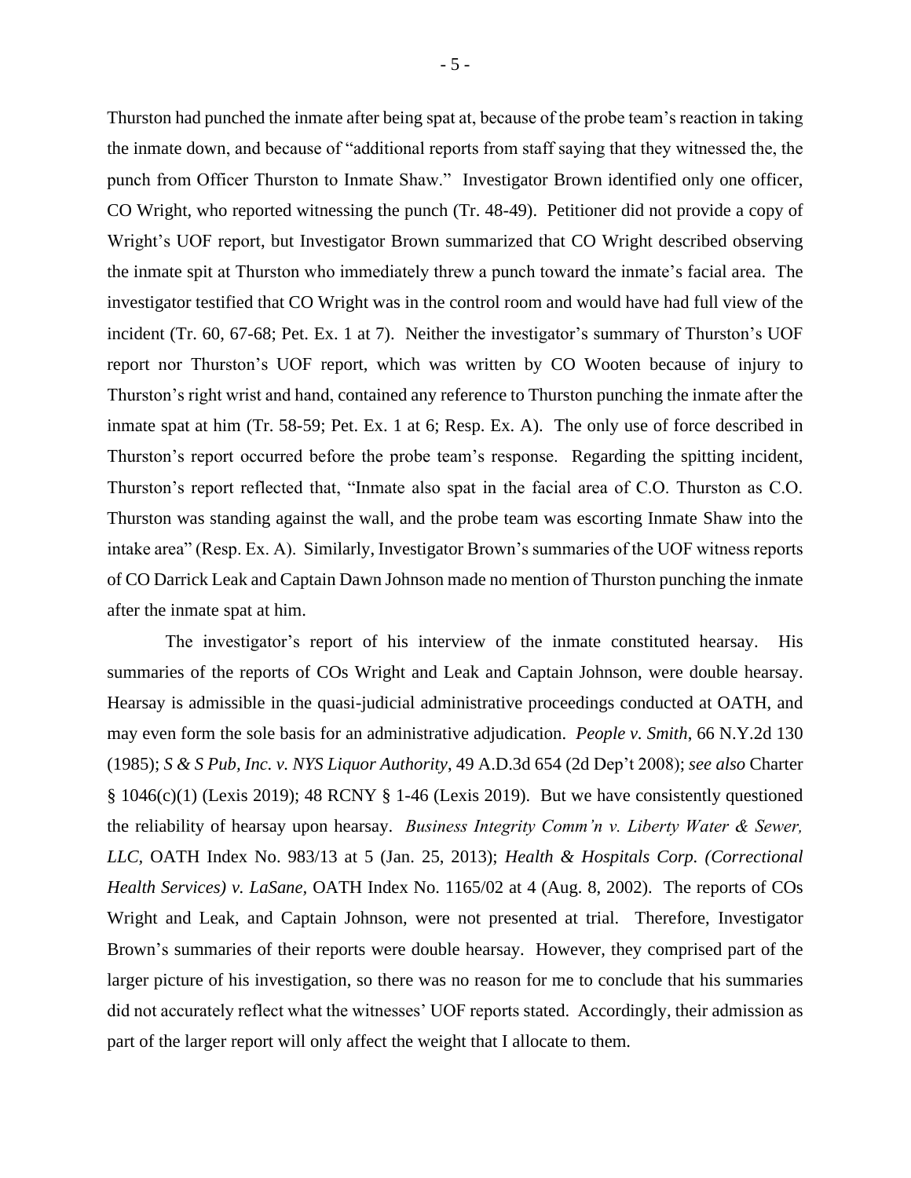Thurston had punched the inmate after being spat at, because of the probe team's reaction in taking the inmate down, and because of "additional reports from staff saying that they witnessed the, the punch from Officer Thurston to Inmate Shaw." Investigator Brown identified only one officer, CO Wright, who reported witnessing the punch (Tr. 48-49). Petitioner did not provide a copy of Wright's UOF report, but Investigator Brown summarized that CO Wright described observing the inmate spit at Thurston who immediately threw a punch toward the inmate's facial area. The investigator testified that CO Wright was in the control room and would have had full view of the incident (Tr. 60, 67-68; Pet. Ex. 1 at 7). Neither the investigator's summary of Thurston's UOF report nor Thurston's UOF report, which was written by CO Wooten because of injury to Thurston's right wrist and hand, contained any reference to Thurston punching the inmate after the inmate spat at him (Tr. 58-59; Pet. Ex. 1 at 6; Resp. Ex. A). The only use of force described in Thurston's report occurred before the probe team's response. Regarding the spitting incident, Thurston's report reflected that, "Inmate also spat in the facial area of C.O. Thurston as C.O. Thurston was standing against the wall, and the probe team was escorting Inmate Shaw into the intake area" (Resp. Ex. A). Similarly, Investigator Brown's summaries of the UOF witness reports of CO Darrick Leak and Captain Dawn Johnson made no mention of Thurston punching the inmate after the inmate spat at him.

The investigator's report of his interview of the inmate constituted hearsay. His summaries of the reports of COs Wright and Leak and Captain Johnson, were double hearsay. Hearsay is admissible in the quasi-judicial administrative proceedings conducted at OATH, and may even form the sole basis for an administrative adjudication. *People v. Smith*, 66 N.Y.2d 130 (1985); *S & S Pub, Inc. v. NYS Liquor Authority*, 49 A.D.3d 654 (2d Dep't 2008); *see also* Charter § 1046(c)(1) (Lexis 2019); 48 RCNY § 1-46 (Lexis 2019). But we have consistently questioned the reliability of hearsay upon hearsay. *Business Integrity Comm'n v. Liberty Water & Sewer, LLC,* OATH Index No. 983/13 at 5 (Jan. 25, 2013); *Health & Hospitals Corp. (Correctional Health Services) v. LaSane,* OATH Index No. 1165/02 at 4 (Aug. 8, 2002). The reports of COs Wright and Leak, and Captain Johnson, were not presented at trial. Therefore, Investigator Brown's summaries of their reports were double hearsay. However, they comprised part of the larger picture of his investigation, so there was no reason for me to conclude that his summaries did not accurately reflect what the witnesses' UOF reports stated. Accordingly, their admission as part of the larger report will only affect the weight that I allocate to them.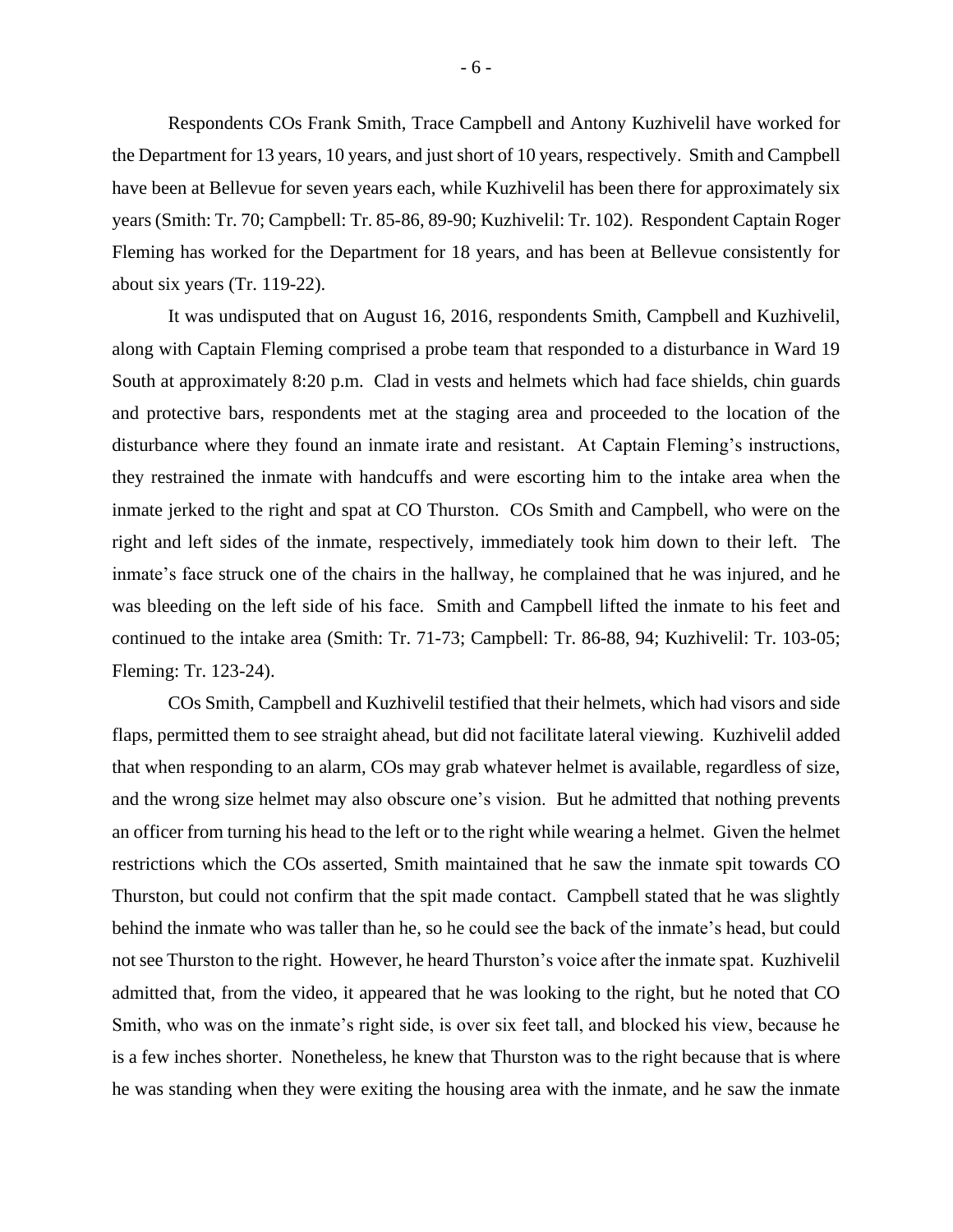Respondents COs Frank Smith, Trace Campbell and Antony Kuzhivelil have worked for the Department for 13 years, 10 years, and just short of 10 years, respectively. Smith and Campbell have been at Bellevue for seven years each, while Kuzhivelil has been there for approximately six years (Smith: Tr. 70; Campbell: Tr. 85-86, 89-90; Kuzhivelil: Tr. 102). Respondent Captain Roger Fleming has worked for the Department for 18 years, and has been at Bellevue consistently for about six years (Tr. 119-22).

It was undisputed that on August 16, 2016, respondents Smith, Campbell and Kuzhivelil, along with Captain Fleming comprised a probe team that responded to a disturbance in Ward 19 South at approximately 8:20 p.m. Clad in vests and helmets which had face shields, chin guards and protective bars, respondents met at the staging area and proceeded to the location of the disturbance where they found an inmate irate and resistant. At Captain Fleming's instructions, they restrained the inmate with handcuffs and were escorting him to the intake area when the inmate jerked to the right and spat at CO Thurston. COs Smith and Campbell, who were on the right and left sides of the inmate, respectively, immediately took him down to their left. The inmate's face struck one of the chairs in the hallway, he complained that he was injured, and he was bleeding on the left side of his face. Smith and Campbell lifted the inmate to his feet and continued to the intake area (Smith: Tr. 71-73; Campbell: Tr. 86-88, 94; Kuzhivelil: Tr. 103-05; Fleming: Tr. 123-24).

COs Smith, Campbell and Kuzhivelil testified that their helmets, which had visors and side flaps, permitted them to see straight ahead, but did not facilitate lateral viewing. Kuzhivelil added that when responding to an alarm, COs may grab whatever helmet is available, regardless of size, and the wrong size helmet may also obscure one's vision. But he admitted that nothing prevents an officer from turning his head to the left or to the right while wearing a helmet. Given the helmet restrictions which the COs asserted, Smith maintained that he saw the inmate spit towards CO Thurston, but could not confirm that the spit made contact. Campbell stated that he was slightly behind the inmate who was taller than he, so he could see the back of the inmate's head, but could not see Thurston to the right. However, he heard Thurston's voice after the inmate spat. Kuzhivelil admitted that, from the video, it appeared that he was looking to the right, but he noted that CO Smith, who was on the inmate's right side, is over six feet tall, and blocked his view, because he is a few inches shorter. Nonetheless, he knew that Thurston was to the right because that is where he was standing when they were exiting the housing area with the inmate, and he saw the inmate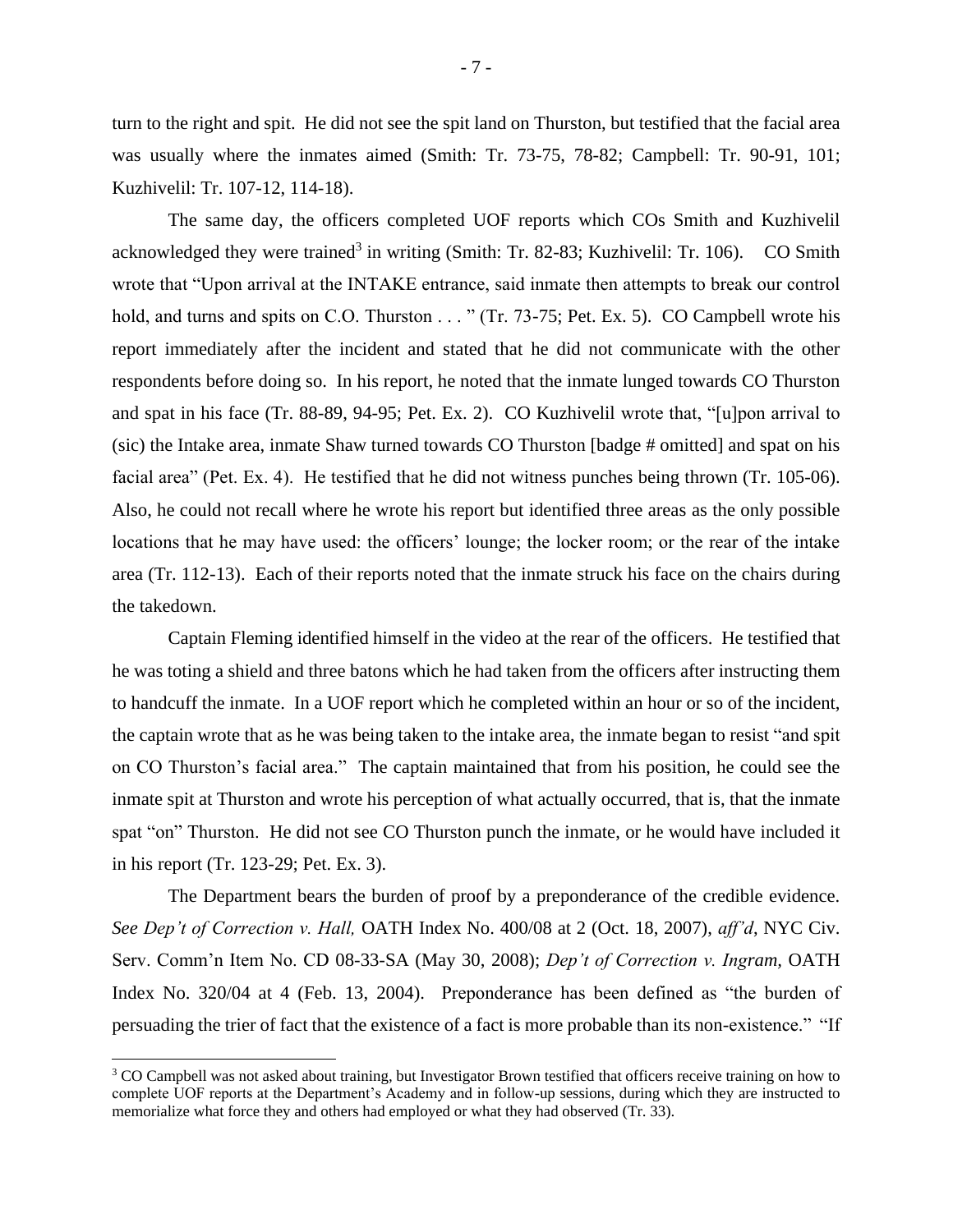turn to the right and spit. He did not see the spit land on Thurston, but testified that the facial area was usually where the inmates aimed (Smith: Tr. 73-75, 78-82; Campbell: Tr. 90-91, 101; Kuzhivelil: Tr. 107-12, 114-18).

The same day, the officers completed UOF reports which COs Smith and Kuzhivelil acknowledged they were trained[3] in writing (Smith: Tr. 82-83; Kuzhivelil: Tr. 106). CO Smith wrote that "Upon arrival at the INTAKE entrance, said inmate then attempts to break our control hold, and turns and spits on C.O. Thurston . . . " (Tr. 73-75; Pet. Ex. 5). CO Campbell wrote his report immediately after the incident and stated that he did not communicate with the other respondents before doing so. In his report, he noted that the inmate lunged towards CO Thurston and spat in his face (Tr. 88-89, 94-95; Pet. Ex. 2). CO Kuzhivelil wrote that, "[u]pon arrival to (sic) the Intake area, inmate Shaw turned towards CO Thurston [badge # omitted] and spat on his facial area" (Pet. Ex. 4). He testified that he did not witness punches being thrown (Tr. 105-06). Also, he could not recall where he wrote his report but identified three areas as the only possible locations that he may have used: the officers' lounge; the locker room; or the rear of the intake area (Tr. 112-13). Each of their reports noted that the inmate struck his face on the chairs during the takedown.

Captain Fleming identified himself in the video at the rear of the officers. He testified that he was toting a shield and three batons which he had taken from the officers after instructing them to handcuff the inmate. In a UOF report which he completed within an hour or so of the incident, the captain wrote that as he was being taken to the intake area, the inmate began to resist "and spit on CO Thurston's facial area." The captain maintained that from his position, he could see the inmate spit at Thurston and wrote his perception of what actually occurred, that is, that the inmate spat "on" Thurston. He did not see CO Thurston punch the inmate, or he would have included it in his report (Tr. 123-29; Pet. Ex. 3).

The Department bears the burden of proof by a preponderance of the credible evidence. *See Dep't of Correction v. Hall,* OATH Index No. 400/08 at 2 (Oct. 18, 2007), *aff'd*, NYC Civ. Serv. Comm'n Item No. CD 08-33-SA (May 30, 2008); *Dep't of Correction v. Ingram*, OATH Index No. 320/04 at 4 (Feb. 13, 2004). Preponderance has been defined as "the burden of persuading the trier of fact that the existence of a fact is more probable than its non-existence." "If

---

[3] CO Campbell was not asked about training, but Investigator Brown testified that officers receive training on how to complete UOF reports at the Department's Academy and in follow-up sessions, during which they are instructed to memorialize what force they and others had employed or what they had observed (Tr. 33).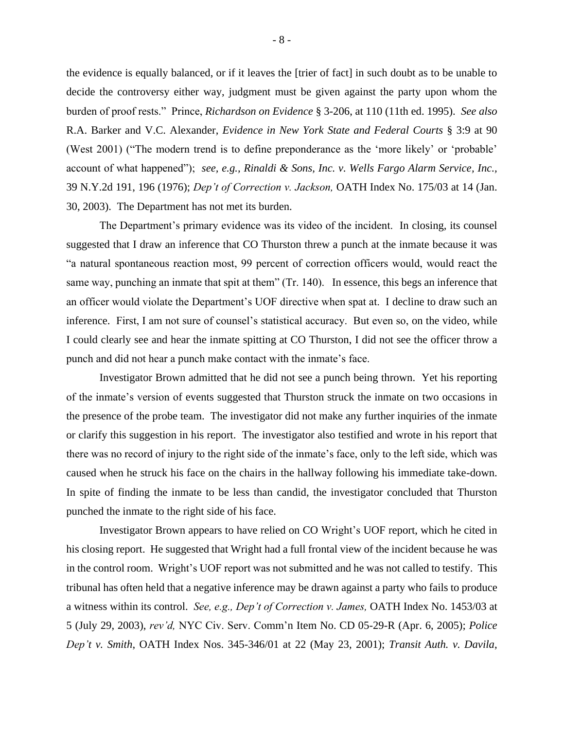the evidence is equally balanced, or if it leaves the [trier of fact] in such doubt as to be unable to decide the controversy either way, judgment must be given against the party upon whom the burden of proof rests." Prince, *Richardson on Evidence* § 3-206, at 110 (11th ed. 1995). *See also* R.A. Barker and V.C. Alexander, *Evidence in New York State and Federal Courts* § 3:9 at 90 (West 2001) ("The modern trend is to define preponderance as the 'more likely' or 'probable' account of what happened"); *see, e.g., Rinaldi & Sons, Inc. v. Wells Fargo Alarm Service, Inc.*, 39 N.Y.2d 191, 196 (1976); *Dep't of Correction v. Jackson,* OATH Index No. 175/03 at 14 (Jan. 30, 2003). The Department has not met its burden.

The Department's primary evidence was its video of the incident. In closing, its counsel suggested that I draw an inference that CO Thurston threw a punch at the inmate because it was "a natural spontaneous reaction most, 99 percent of correction officers would, would react the same way, punching an inmate that spit at them" (Tr. 140). In essence, this begs an inference that an officer would violate the Department's UOF directive when spat at. I decline to draw such an inference. First, I am not sure of counsel's statistical accuracy. But even so, on the video, while I could clearly see and hear the inmate spitting at CO Thurston, I did not see the officer throw a punch and did not hear a punch make contact with the inmate's face.

Investigator Brown admitted that he did not see a punch being thrown. Yet his reporting of the inmate's version of events suggested that Thurston struck the inmate on two occasions in the presence of the probe team. The investigator did not make any further inquiries of the inmate or clarify this suggestion in his report. The investigator also testified and wrote in his report that there was no record of injury to the right side of the inmate's face, only to the left side, which was caused when he struck his face on the chairs in the hallway following his immediate take-down. In spite of finding the inmate to be less than candid, the investigator concluded that Thurston punched the inmate to the right side of his face.

Investigator Brown appears to have relied on CO Wright's UOF report, which he cited in his closing report. He suggested that Wright had a full frontal view of the incident because he was in the control room. Wright's UOF report was not submitted and he was not called to testify. This tribunal has often held that a negative inference may be drawn against a party who fails to produce a witness within its control. *See, e.g., Dep't of Correction v. James,* OATH Index No. 1453/03 at 5 (July 29, 2003), *rev'd,* NYC Civ. Serv. Comm'n Item No. CD 05-29-R (Apr. 6, 2005); *Police Dep't v. Smith*, OATH Index Nos. 345-346/01 at 22 (May 23, 2001); *Transit Auth. v. Davila*,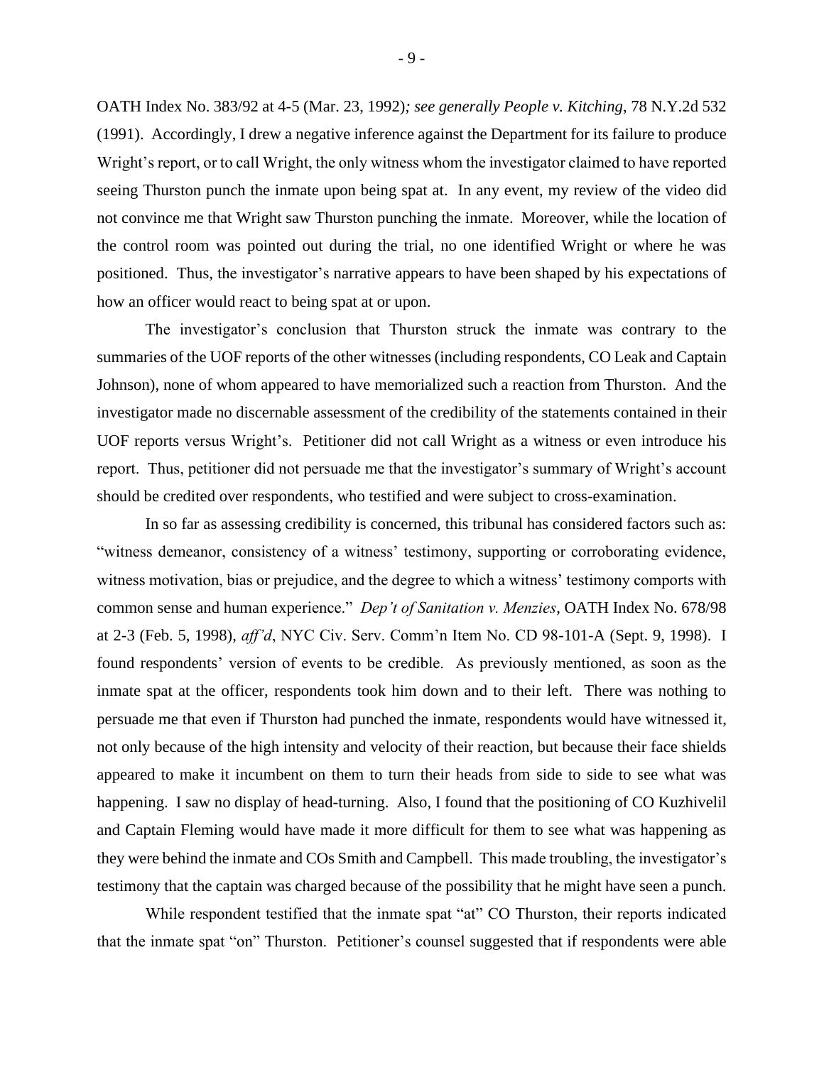OATH Index No. 383/92 at 4-5 (Mar. 23, 1992)*; see generally People v. Kitching*, 78 N.Y.2d 532 (1991). Accordingly, I drew a negative inference against the Department for its failure to produce Wright's report, or to call Wright, the only witness whom the investigator claimed to have reported seeing Thurston punch the inmate upon being spat at. In any event, my review of the video did not convince me that Wright saw Thurston punching the inmate. Moreover, while the location of the control room was pointed out during the trial, no one identified Wright or where he was positioned. Thus, the investigator's narrative appears to have been shaped by his expectations of how an officer would react to being spat at or upon.

The investigator's conclusion that Thurston struck the inmate was contrary to the summaries of the UOF reports of the other witnesses (including respondents, CO Leak and Captain Johnson), none of whom appeared to have memorialized such a reaction from Thurston. And the investigator made no discernable assessment of the credibility of the statements contained in their UOF reports versus Wright's. Petitioner did not call Wright as a witness or even introduce his report. Thus, petitioner did not persuade me that the investigator's summary of Wright's account should be credited over respondents, who testified and were subject to cross-examination.

In so far as assessing credibility is concerned, this tribunal has considered factors such as: "witness demeanor, consistency of a witness' testimony, supporting or corroborating evidence, witness motivation, bias or prejudice, and the degree to which a witness' testimony comports with common sense and human experience." *Dep't of Sanitation v. Menzies*, OATH Index No. 678/98 at 2-3 (Feb. 5, 1998), *aff'd*, NYC Civ. Serv. Comm'n Item No. CD 98-101-A (Sept. 9, 1998). I found respondents' version of events to be credible. As previously mentioned, as soon as the inmate spat at the officer, respondents took him down and to their left. There was nothing to persuade me that even if Thurston had punched the inmate, respondents would have witnessed it, not only because of the high intensity and velocity of their reaction, but because their face shields appeared to make it incumbent on them to turn their heads from side to side to see what was happening. I saw no display of head-turning. Also, I found that the positioning of CO Kuzhivelil and Captain Fleming would have made it more difficult for them to see what was happening as they were behind the inmate and COs Smith and Campbell. This made troubling, the investigator's testimony that the captain was charged because of the possibility that he might have seen a punch.

While respondent testified that the inmate spat "at" CO Thurston, their reports indicated that the inmate spat "on" Thurston. Petitioner's counsel suggested that if respondents were able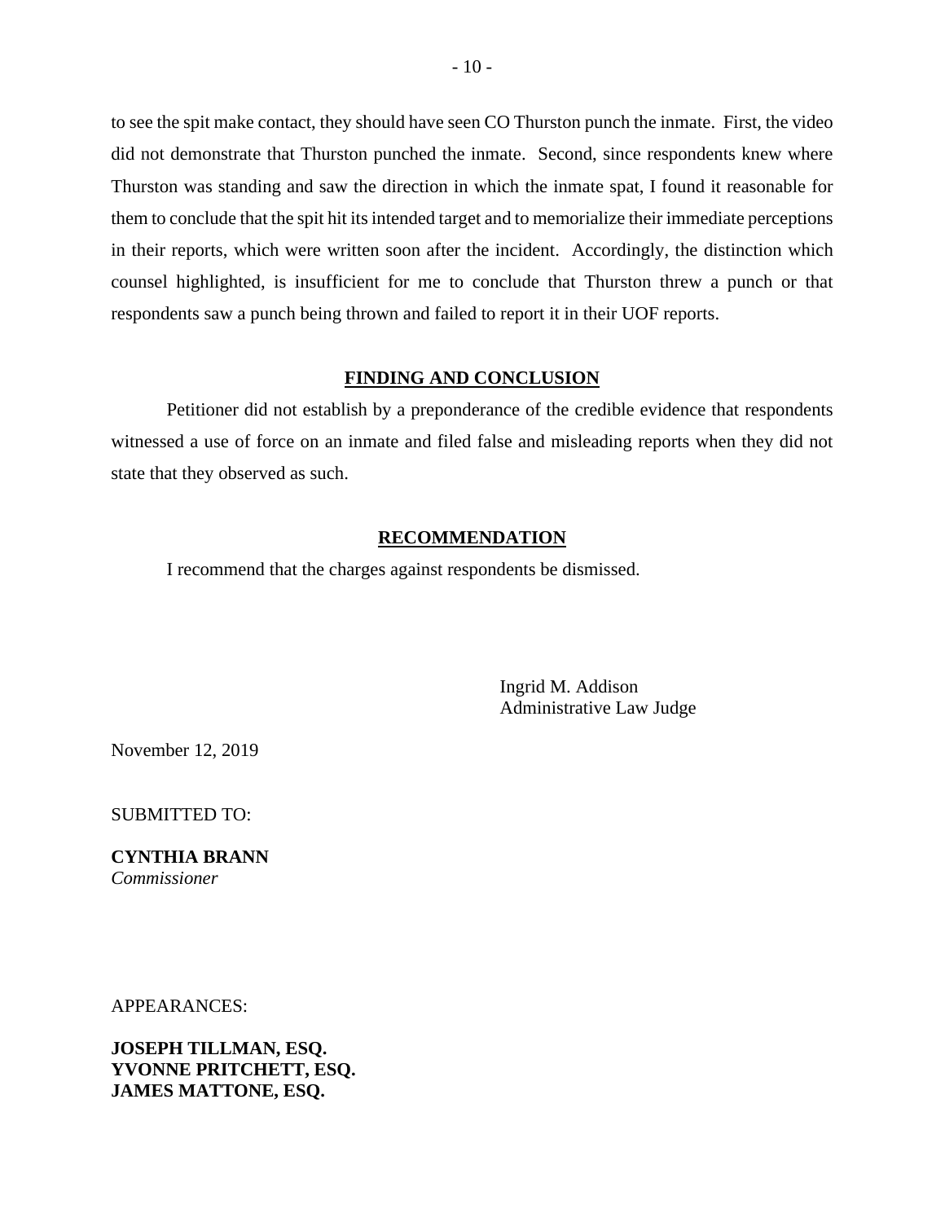to see the spit make contact, they should have seen CO Thurston punch the inmate. First, the video did not demonstrate that Thurston punched the inmate. Second, since respondents knew where Thurston was standing and saw the direction in which the inmate spat, I found it reasonable for them to conclude that the spit hit its intended target and to memorialize their immediate perceptions in their reports, which were written soon after the incident. Accordingly, the distinction which counsel highlighted, is insufficient for me to conclude that Thurston threw a punch or that respondents saw a punch being thrown and failed to report it in their UOF reports.

## FINDING AND CONCLUSION

Petitioner did not establish by a preponderance of the credible evidence that respondents witnessed a use of force on an inmate and filed false and misleading reports when they did not state that they observed as such.

## RECOMMENDATION

I recommend that the charges against respondents be dismissed.

Ingrid M. Addison
Administrative Law Judge

November 12, 2019

SUBMITTED TO:

**CYNTHIA BRANN**
*Commissioner*

APPEARANCES:

**JOSEPH TILLMAN, ESQ.**
**YVONNE PRITCHETT, ESQ.**
**JAMES MATTONE, ESQ.**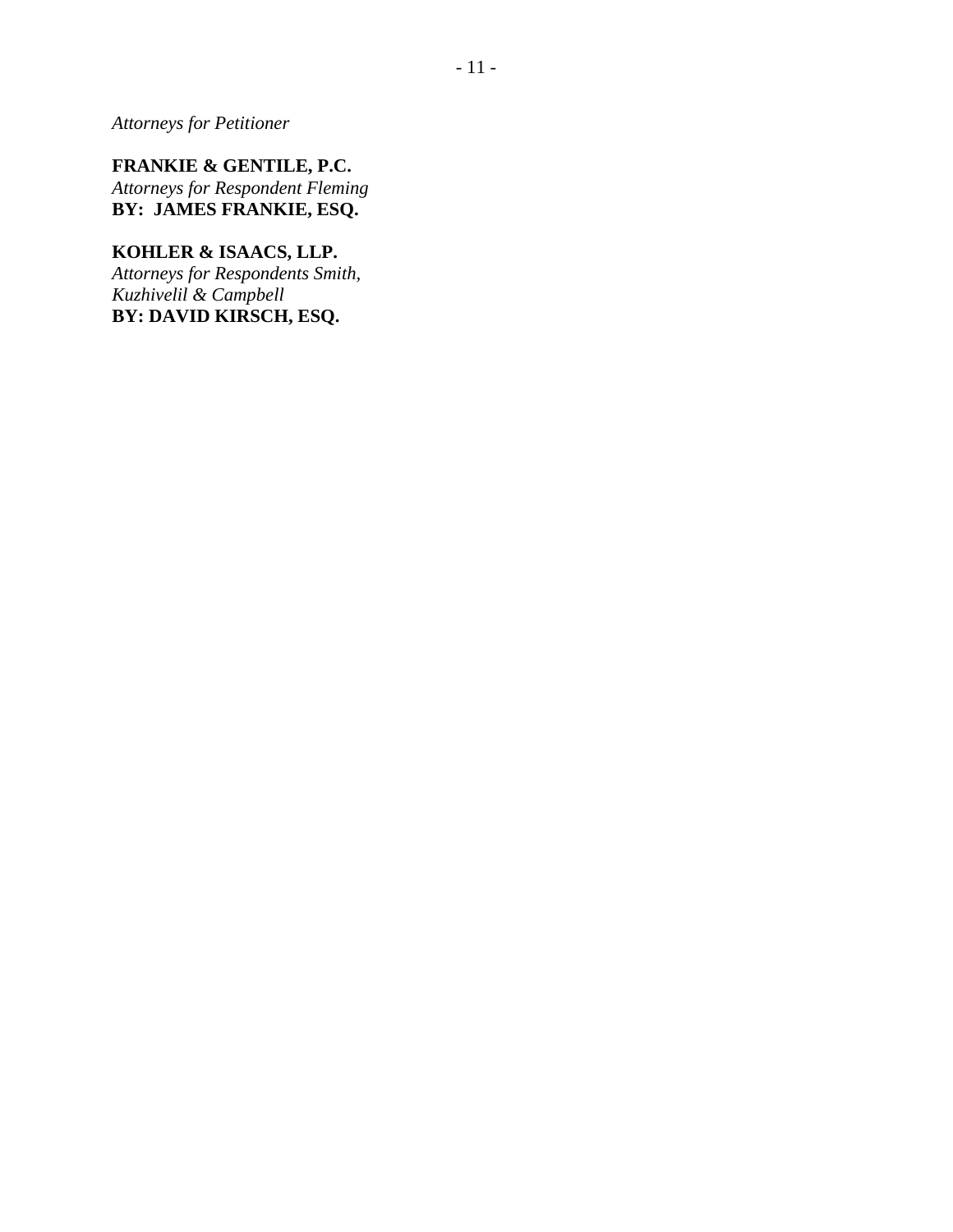*Attorneys for Petitioner*

**FRANKIE & GENTILE, P.C.**
*Attorneys for Respondent Fleming*
**BY: JAMES FRANKIE, ESQ.**

**KOHLER & ISAACS, LLP.**
*Attorneys for Respondents Smith,*
*Kuzhivelil & Campbell*
**BY: DAVID KIRSCH, ESQ.**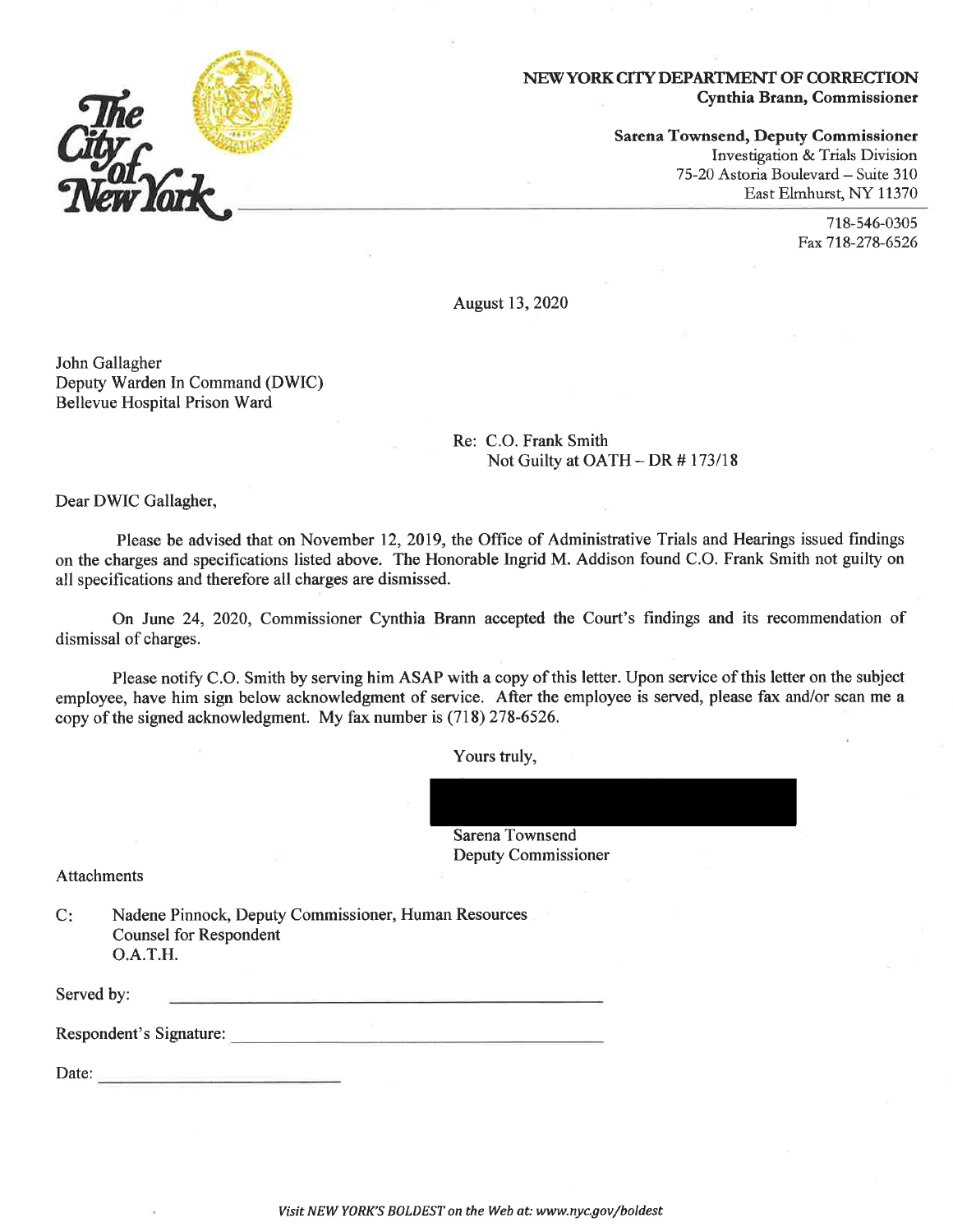**NEW YORK CITY DEPARTMENT OF CORRECTION**
**Cynthia Brann, Commissioner**

**Sarena Townsend, Deputy Commissioner**
Investigation & Trials Division
75-20 Astoria Boulevard – Suite 310
East Elmhurst, NY 11370

718-546-0305
Fax 718-278-6526

August 13, 2020

John Gallagher
Deputy Warden In Command (DWIC)
Bellevue Hospital Prison Ward

Re: C.O. Frank Smith
Not Guilty at OATH – DR # 173/18

Dear DWIC Gallagher,

Please be advised that on November 12, 2019, the Office of Administrative Trials and Hearings issued findings on the charges and specifications listed above. The Honorable Ingrid M. Addison found C.O. Frank Smith not guilty on all specifications and therefore all charges are dismissed.

On June 24, 2020, Commissioner Cynthia Brann accepted the Court's findings and its recommendation of dismissal of charges.

Please notify C.O. Smith by serving him ASAP with a copy of this letter. Upon service of this letter on the subject employee, have him sign below acknowledgment of service. After the employee is served, please fax and/or scan me a copy of the signed acknowledgment. My fax number is (718) 278-6526.

Yours truly,

[REDACTED]

Sarena Townsend
Deputy Commissioner

Attachments

C: Nadene Pinnock, Deputy Commissioner, Human Resources
Counsel for Respondent
O.A.T.H.

Served by: ______________________________

Respondent's Signature: ______________________________

Date: ____________________

*Visit NEW YORK'S BOLDEST on the Web at: www.nyc.gov/boldest*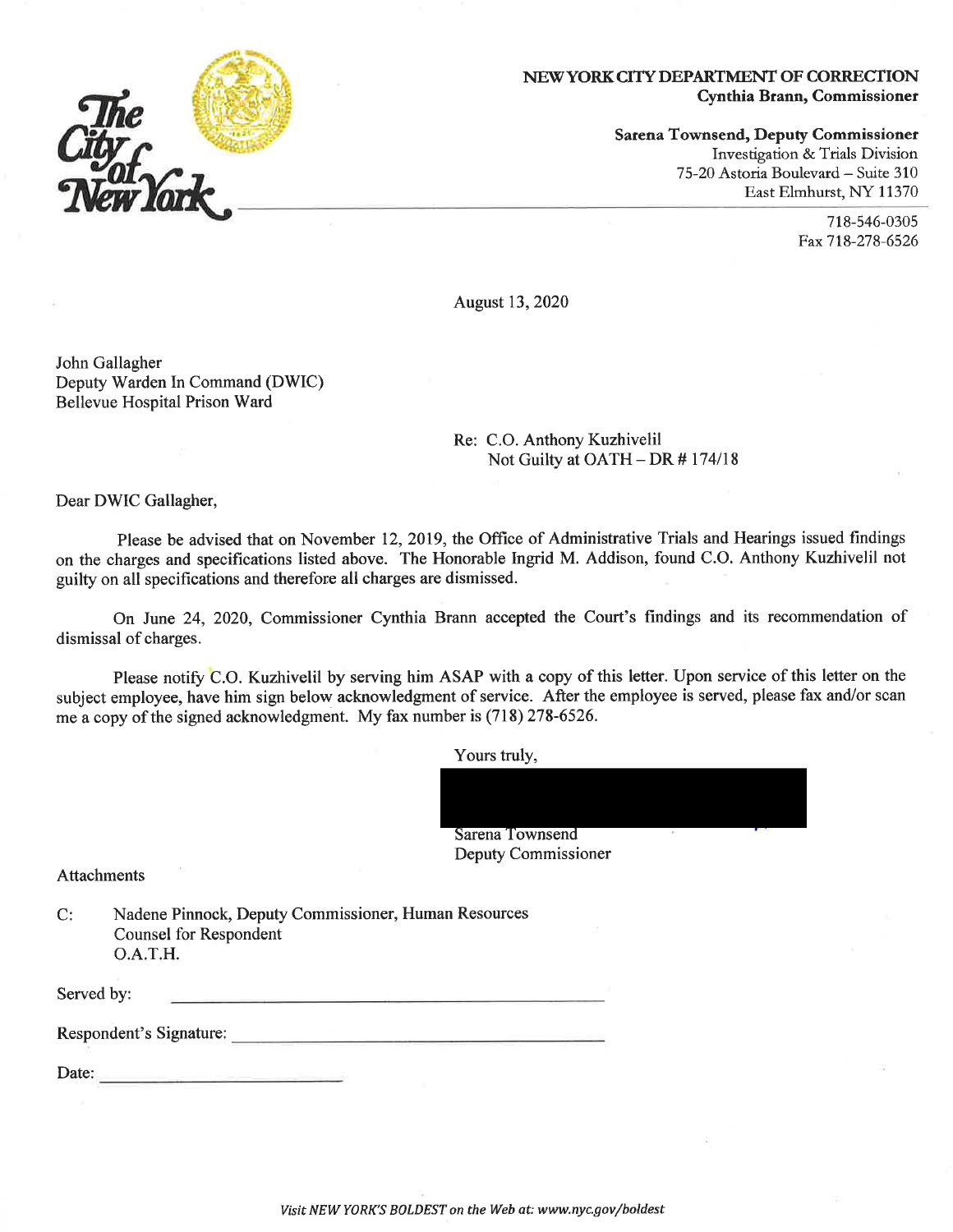The City of New York

**NEW YORK CITY DEPARTMENT OF CORRECTION**
**Cynthia Brann, Commissioner**

**Sarena Townsend, Deputy Commissioner**
Investigation & Trials Division
75-20 Astoria Boulevard – Suite 310
East Elmhurst, NY 11370

718-546-0305
Fax 718-278-6526

August 13, 2020

John Gallagher
Deputy Warden In Command (DWIC)
Bellevue Hospital Prison Ward

Re: C.O. Anthony Kuzhivelil
Not Guilty at OATH – DR # 174/18

Dear DWIC Gallagher,

Please be advised that on November 12, 2019, the Office of Administrative Trials and Hearings issued findings on the charges and specifications listed above. The Honorable Ingrid M. Addison, found C.O. Anthony Kuzhivelil not guilty on all specifications and therefore all charges are dismissed.

On June 24, 2020, Commissioner Cynthia Brann accepted the Court's findings and its recommendation of dismissal of charges.

Please notify C.O. Kuzhivelil by serving him ASAP with a copy of this letter. Upon service of this letter on the subject employee, have him sign below acknowledgment of service. After the employee is served, please fax and/or scan me a copy of the signed acknowledgment. My fax number is (718) 278-6526.

Yours truly,

Sarena Townsend
Deputy Commissioner

Attachments

C: Nadene Pinnock, Deputy Commissioner, Human Resources
Counsel for Respondent
O.A.T.H.

Served by: ______________________________

Respondent's Signature: ______________________________

Date: ____________________

*Visit NEW YORK'S BOLDEST on the Web at: www.nyc.gov/boldest*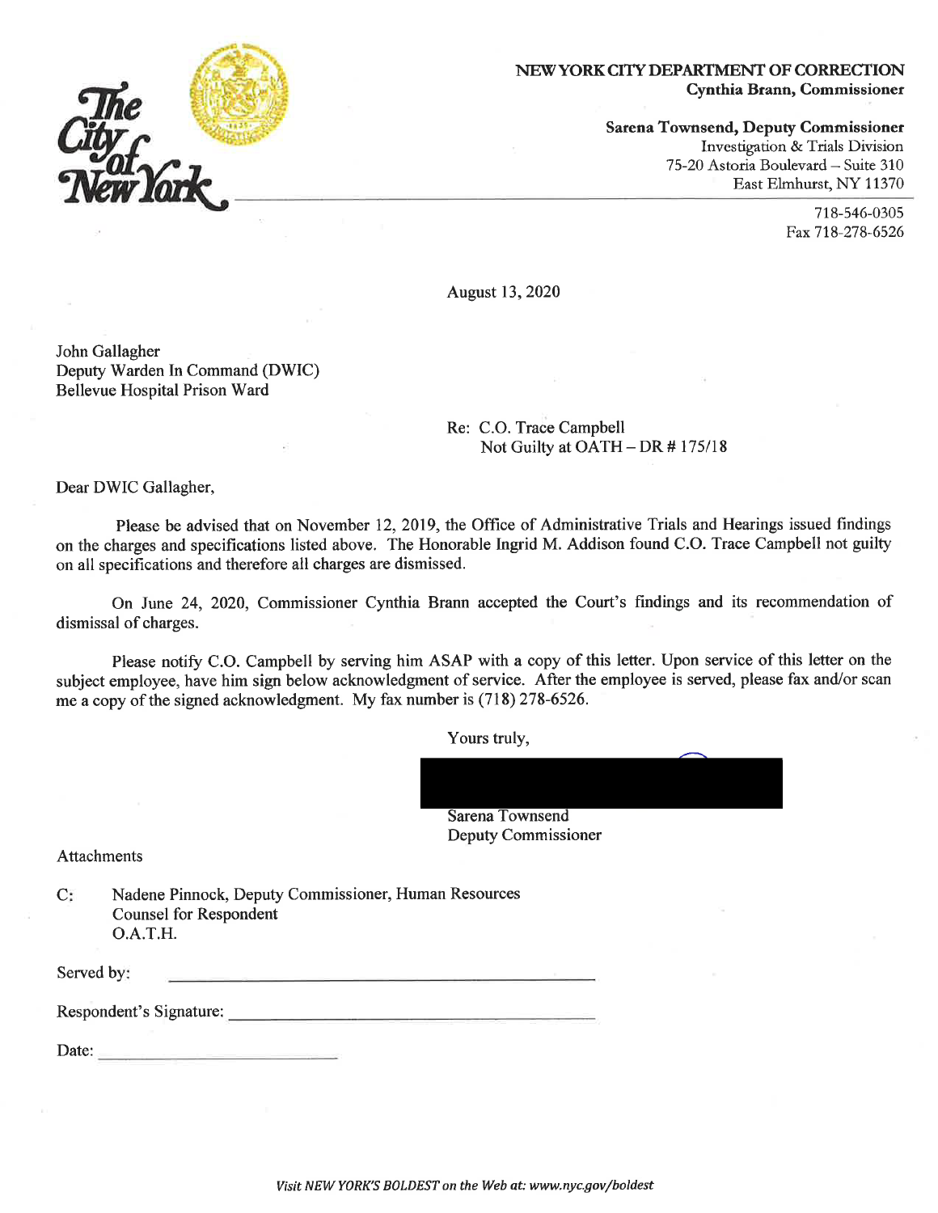**NEW YORK CITY DEPARTMENT OF CORRECTION**
**Cynthia Brann, Commissioner**

**Sarena Townsend, Deputy Commissioner**
Investigation & Trials Division
75-20 Astoria Boulevard – Suite 310
East Elmhurst, NY 11370

718-546-0305
Fax 718-278-6526

August 13, 2020

John Gallagher
Deputy Warden In Command (DWIC)
Bellevue Hospital Prison Ward

Re: C.O. Trace Campbell
Not Guilty at OATH – DR # 175/18

Dear DWIC Gallagher,

Please be advised that on November 12, 2019, the Office of Administrative Trials and Hearings issued findings on the charges and specifications listed above. The Honorable Ingrid M. Addison found C.O. Trace Campbell not guilty on all specifications and therefore all charges are dismissed.

On June 24, 2020, Commissioner Cynthia Brann accepted the Court's findings and its recommendation of dismissal of charges.

Please notify C.O. Campbell by serving him ASAP with a copy of this letter. Upon service of this letter on the subject employee, have him sign below acknowledgment of service. After the employee is served, please fax and/or scan me a copy of the signed acknowledgment. My fax number is (718) 278-6526.

Yours truly,

Sarena Townsend
Deputy Commissioner

Attachments

C: Nadene Pinnock, Deputy Commissioner, Human Resources
Counsel for Respondent
O.A.T.H.

Served by: ______________________________

Respondent's Signature: ______________________________

Date: ____________________

*Visit NEW YORK'S BOLDEST on the Web at: www.nyc.gov/boldest*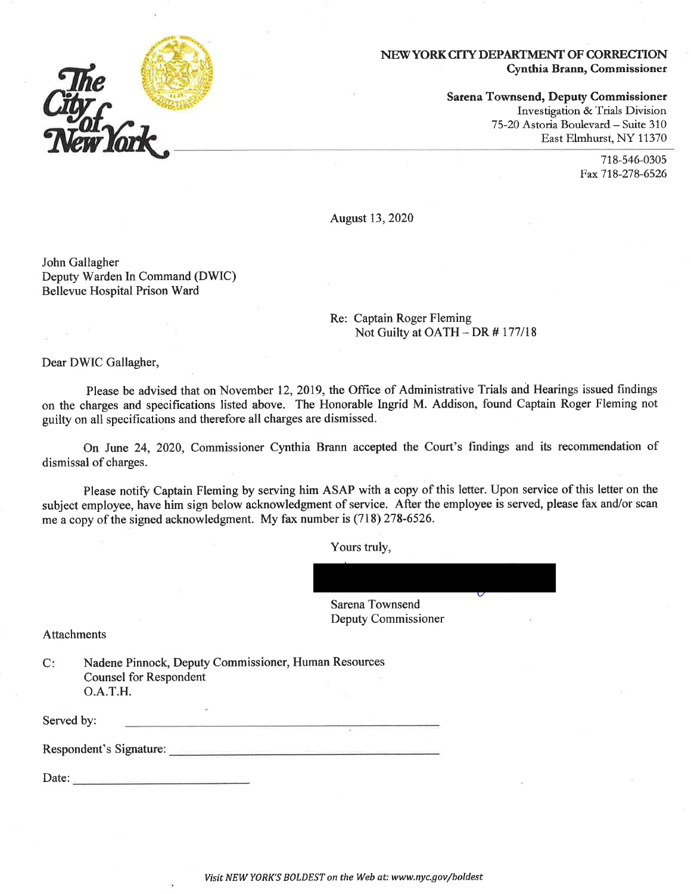**NEW YORK CITY DEPARTMENT OF CORRECTION**
**Cynthia Brann, Commissioner**

**Sarena Townsend, Deputy Commissioner**
Investigation & Trials Division
75-20 Astoria Boulevard – Suite 310
East Elmhurst, NY 11370

718-546-0305
Fax 718-278-6526

August 13, 2020

John Gallagher
Deputy Warden In Command (DWIC)
Bellevue Hospital Prison Ward

Re: Captain Roger Fleming
Not Guilty at OATH – DR # 177/18

Dear DWIC Gallagher,

Please be advised that on November 12, 2019, the Office of Administrative Trials and Hearings issued findings on the charges and specifications listed above. The Honorable Ingrid M. Addison, found Captain Roger Fleming not guilty on all specifications and therefore all charges are dismissed.

On June 24, 2020, Commissioner Cynthia Brann accepted the Court's findings and its recommendation of dismissal of charges.

Please notify Captain Fleming by serving him ASAP with a copy of this letter. Upon service of this letter on the subject employee, have him sign below acknowledgment of service. After the employee is served, please fax and/or scan me a copy of the signed acknowledgment. My fax number is (718) 278-6526.

Yours truly,

Sarena Townsend
Deputy Commissioner

Attachments

C: Nadene Pinnock, Deputy Commissioner, Human Resources
Counsel for Respondent
O.A.T.H.

Served by: ______________________________

Respondent's Signature: ______________________________

Date: ____________________

*Visit NEW YORK'S BOLDEST on the Web at: www.nyc.gov/boldest*